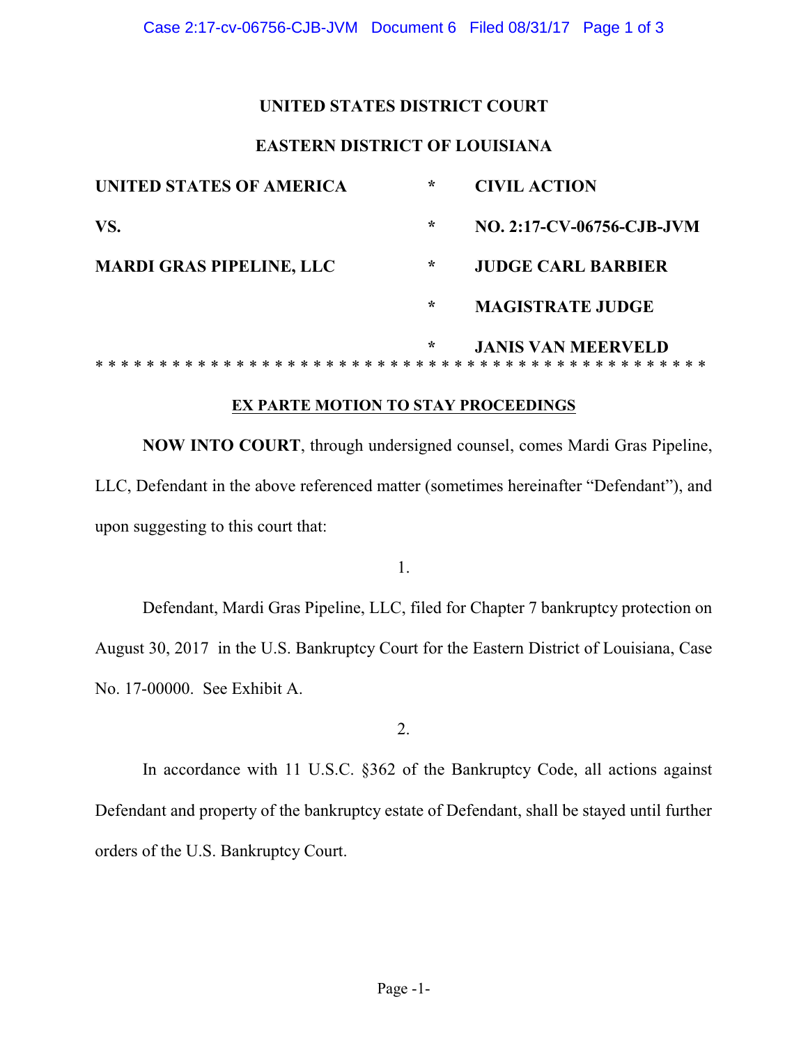**UNITED STATES DISTRICT COURT**

**EASTERN DISTRICT OF LOUISIANA**

| | | |
|---|---|---|
| **UNITED STATES OF AMERICA** | * | **CIVIL ACTION** |
| **VS.** | * | **NO. 2:17-CV-06756-CJB-JVM** |
| **MARDI GRAS PIPELINE, LLC** | * | **JUDGE CARL BARBIER** |
| | * | **MAGISTRATE JUDGE** |
| | * | **JANIS VAN MEERVELD** |

* * * * * * * * * * * * * * * * * * * * * * * * * * * * * * * * * * * * * * * * * * * * * * *

**EX PARTE MOTION TO STAY PROCEEDINGS**

**NOW INTO COURT**, through undersigned counsel, comes Mardi Gras Pipeline, LLC, Defendant in the above referenced matter (sometimes hereinafter "Defendant"), and upon suggesting to this court that:

1.

Defendant, Mardi Gras Pipeline, LLC, filed for Chapter 7 bankruptcy protection on August 30, 2017 in the U.S. Bankruptcy Court for the Eastern District of Louisiana, Case No. 17-00000. See Exhibit A.

2.

In accordance with 11 U.S.C. §362 of the Bankruptcy Code, all actions against Defendant and property of the bankruptcy estate of Defendant, shall be stayed until further orders of the U.S. Bankruptcy Court.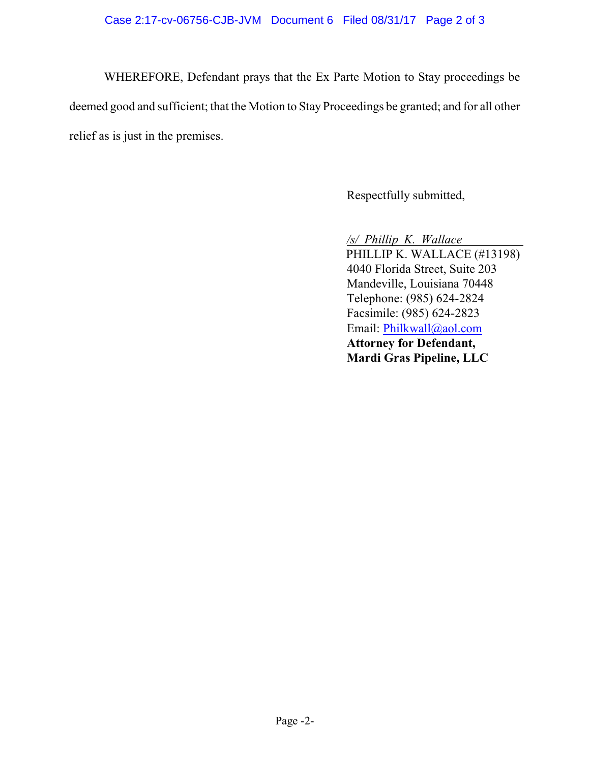WHEREFORE, Defendant prays that the Ex Parte Motion to Stay proceedings be deemed good and sufficient; that the Motion to Stay Proceedings be granted; and for all other relief as is just in the premises.

Respectfully submitted,

*/s/ Phillip K. Wallace*
PHILLIP K. WALLACE (#13198)
4040 Florida Street, Suite 203
Mandeville, Louisiana 70448
Telephone: (985) 624-2824
Facsimile: (985) 624-2823
Email: Philkwall@aol.com
**Attorney for Defendant,**
**Mardi Gras Pipeline, LLC**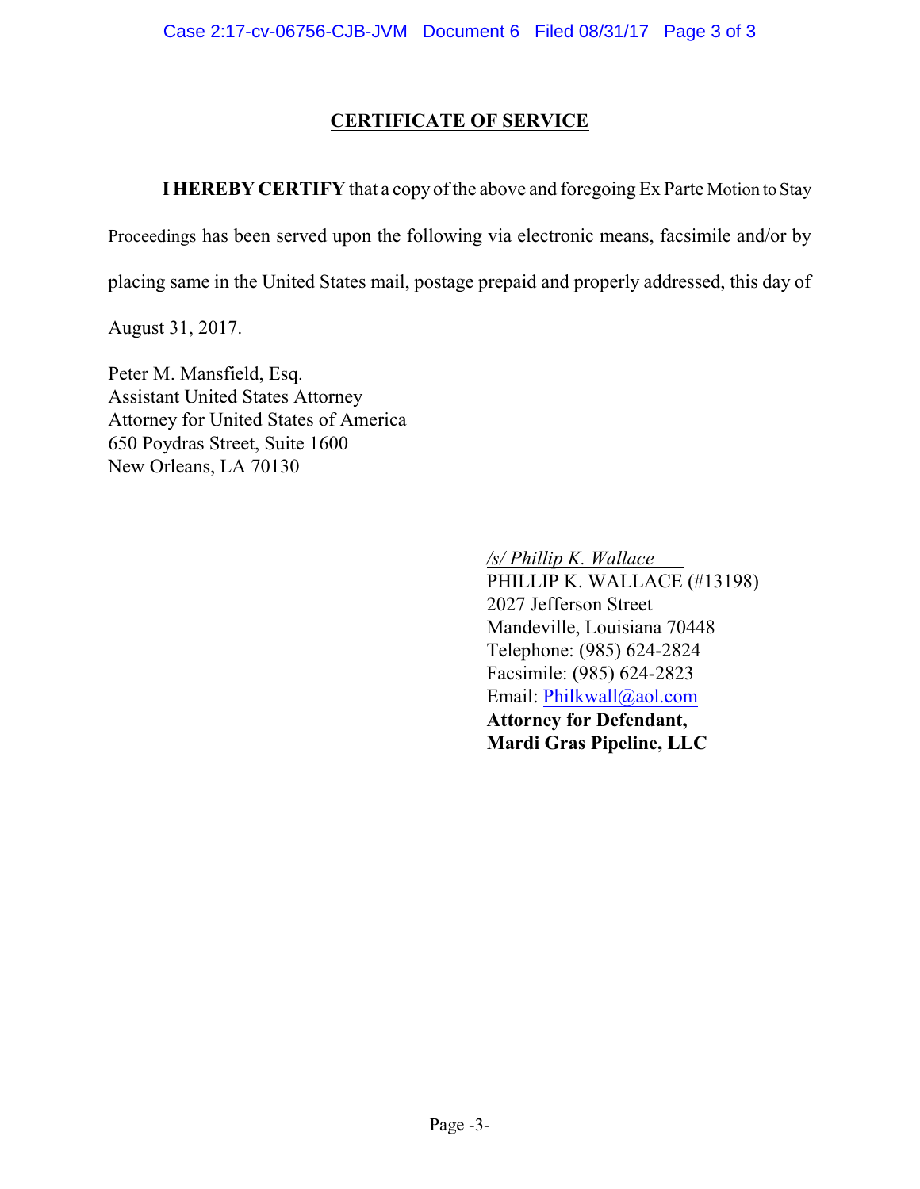## CERTIFICATE OF SERVICE

**I HEREBY CERTIFY** that a copy of the above and foregoing Ex Parte Motion to Stay Proceedings has been served upon the following via electronic means, facsimile and/or by placing same in the United States mail, postage prepaid and properly addressed, this day of August 31, 2017.

Peter M. Mansfield, Esq.  
Assistant United States Attorney  
Attorney for United States of America  
650 Poydras Street, Suite 1600  
New Orleans, LA 70130

*/s/ Phillip K. Wallace*  
PHILLIP K. WALLACE (#13198)  
2027 Jefferson Street  
Mandeville, Louisiana 70448  
Telephone: (985) 624-2824  
Facsimile: (985) 624-2823  
Email: Philkwall@aol.com  
**Attorney for Defendant,**  
**Mardi Gras Pipeline, LLC**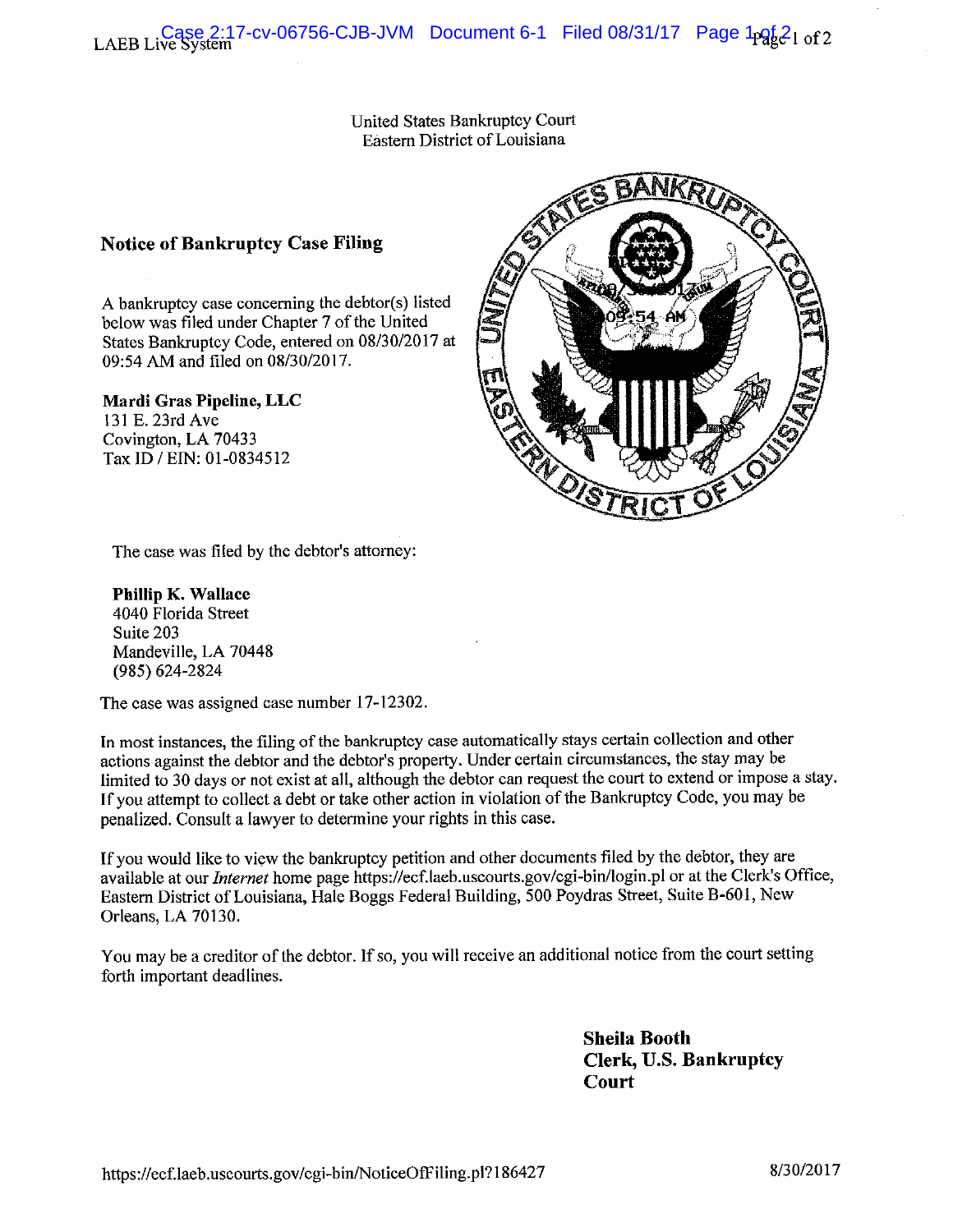United States Bankruptcy Court
Eastern District of Louisiana

## Notice of Bankruptcy Case Filing

A bankruptcy case concerning the debtor(s) listed below was filed under Chapter 7 of the United States Bankruptcy Code, entered on 08/30/2017 at 09:54 AM and filed on 08/30/2017.

**Mardi Gras Pipeline, LLC**
131 E. 23rd Ave
Covington, LA 70433
Tax ID / EIN: 01-0834512

The case was filed by the debtor's attorney:

**Phillip K. Wallace**
4040 Florida Street
Suite 203
Mandeville, LA 70448
(985) 624-2824

The case was assigned case number 17-12302.

In most instances, the filing of the bankruptcy case automatically stays certain collection and other actions against the debtor and the debtor's property. Under certain circumstances, the stay may be limited to 30 days or not exist at all, although the debtor can request the court to extend or impose a stay. If you attempt to collect a debt or take other action in violation of the Bankruptcy Code, you may be penalized. Consult a lawyer to determine your rights in this case.

If you would like to view the bankruptcy petition and other documents filed by the debtor, they are available at our *Internet* home page https://ecf.laeb.uscourts.gov/cgi-bin/login.pl or at the Clerk's Office, Eastern District of Louisiana, Hale Boggs Federal Building, 500 Poydras Street, Suite B-601, New Orleans, LA 70130.

You may be a creditor of the debtor. If so, you will receive an additional notice from the court setting forth important deadlines.

**Sheila Booth**
**Clerk, U.S. Bankruptcy Court**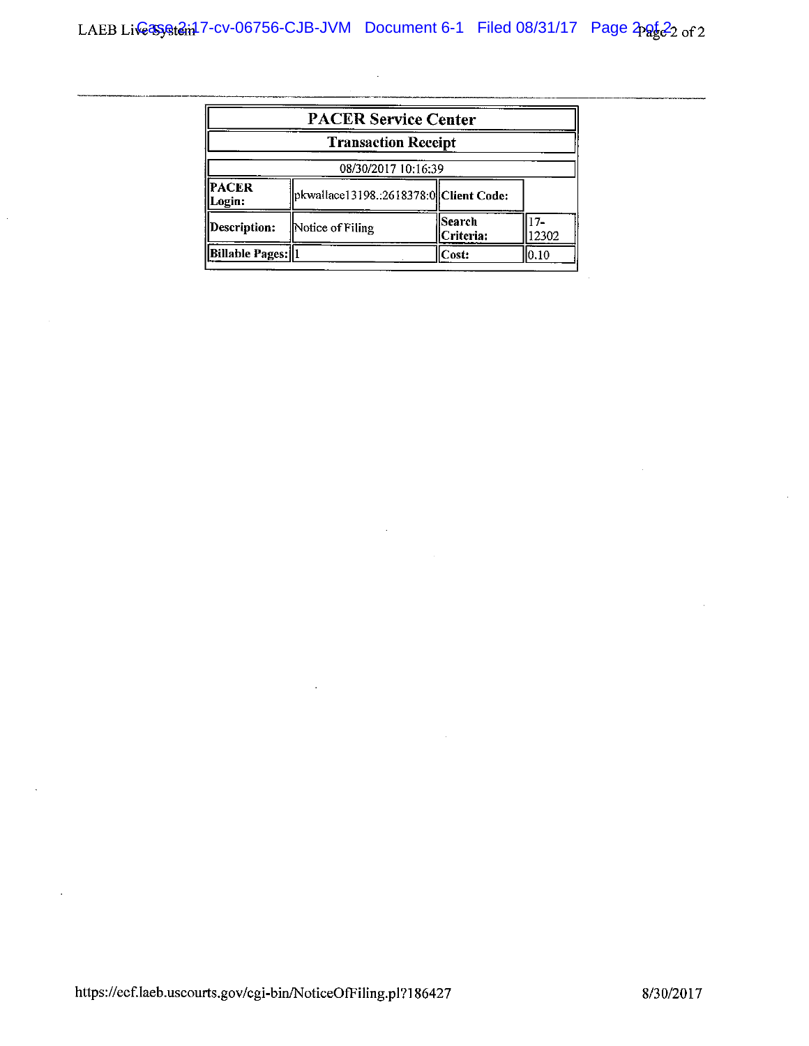| PACER Service Center | | | |
|---|---|---|---|
| **Transaction Receipt** | | | |
| 08/30/2017 10:16:39 | | | |
| **PACER Login:** | pkwallace13198.:2618378:0 | **Client Code:** | |
| **Description:** | Notice of Filing | **Search Criteria:** | 17-12302 |
| **Billable Pages:** | 1 | **Cost:** | 0.10 |

https://ecf.laeb.uscourts.gov/cgi-bin/NoticeOfFiling.pl?186427 8/30/2017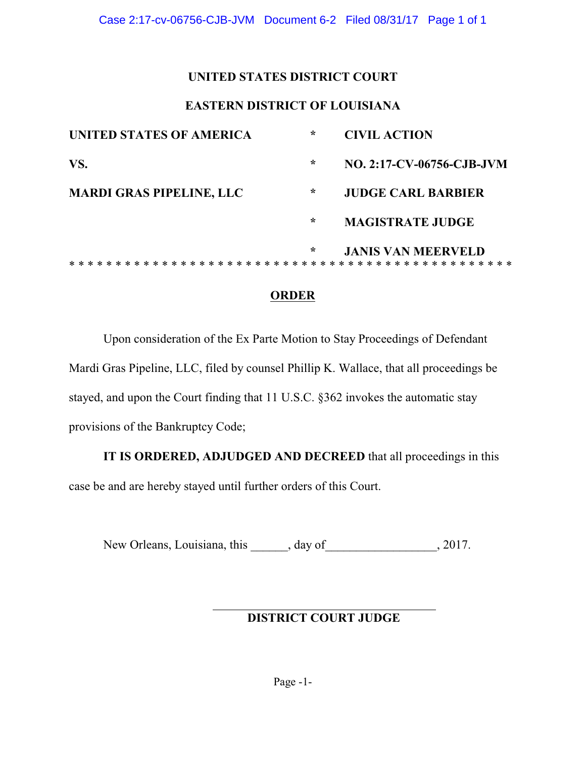**UNITED STATES DISTRICT COURT**

**EASTERN DISTRICT OF LOUISIANA**

| | | |
|---|---|---|
| **UNITED STATES OF AMERICA** | * | **CIVIL ACTION** |
| **VS.** | * | **NO. 2:17-CV-06756-CJB-JVM** |
| **MARDI GRAS PIPELINE, LLC** | * | **JUDGE CARL BARBIER** |
| | * | **MAGISTRATE JUDGE** |
| | * | **JANIS VAN MEERVELD** |

* * * * * * * * * * * * * * * * * * * * * * * * * * * * * * * * * * * * * * * * * * * * * *

**ORDER**

Upon consideration of the Ex Parte Motion to Stay Proceedings of Defendant Mardi Gras Pipeline, LLC, filed by counsel Phillip K. Wallace, that all proceedings be stayed, and upon the Court finding that 11 U.S.C. §362 invokes the automatic stay provisions of the Bankruptcy Code;

**IT IS ORDERED, ADJUDGED AND DECREED** that all proceedings in this case be and are hereby stayed until further orders of this Court.

New Orleans, Louisiana, this ______, day of__________________, 2017.

______________________________

**DISTRICT COURT JUDGE**